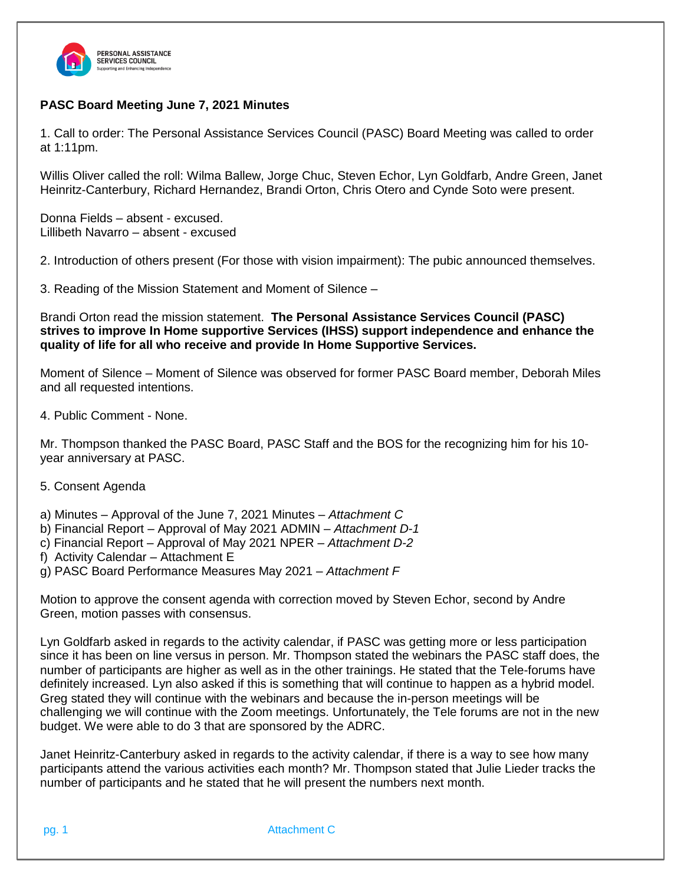**PASC Board Meeting June 7, 2021 Minutes**

1. Call to order: The Personal Assistance Services Council (PASC) Board Meeting was called to order at 1:11pm.

Willis Oliver called the roll: Wilma Ballew, Jorge Chuc, Steven Echor, Lyn Goldfarb, Andre Green, Janet Heinritz-Canterbury, Richard Hernandez, Brandi Orton, Chris Otero and Cynde Soto were present.

Donna Fields – absent - excused.
Lillibeth Navarro – absent - excused

2. Introduction of others present (For those with vision impairment): The pubic announced themselves.

3. Reading of the Mission Statement and Moment of Silence –

Brandi Orton read the mission statement. **The Personal Assistance Services Council (PASC) strives to improve In Home supportive Services (IHSS) support independence and enhance the quality of life for all who receive and provide In Home Supportive Services.**

Moment of Silence – Moment of Silence was observed for former PASC Board member, Deborah Miles and all requested intentions.

4. Public Comment - None.

Mr. Thompson thanked the PASC Board, PASC Staff and the BOS for the recognizing him for his 10-year anniversary at PASC.

5. Consent Agenda

a) Minutes – Approval of the June 7, 2021 Minutes – *Attachment C*
b) Financial Report – Approval of May 2021 ADMIN – *Attachment D-1*
c) Financial Report – Approval of May 2021 NPER – *Attachment D-2*
f) Activity Calendar – Attachment E
g) PASC Board Performance Measures May 2021 – *Attachment F*

Motion to approve the consent agenda with correction moved by Steven Echor, second by Andre Green, motion passes with consensus.

Lyn Goldfarb asked in regards to the activity calendar, if PASC was getting more or less participation since it has been on line versus in person. Mr. Thompson stated the webinars the PASC staff does, the number of participants are higher as well as in the other trainings. He stated that the Tele-forums have definitely increased. Lyn also asked if this is something that will continue to happen as a hybrid model. Greg stated they will continue with the webinars and because the in-person meetings will be challenging we will continue with the Zoom meetings. Unfortunately, the Tele forums are not in the new budget. We were able to do 3 that are sponsored by the ADRC.

Janet Heinritz-Canterbury asked in regards to the activity calendar, if there is a way to see how many participants attend the various activities each month? Mr. Thompson stated that Julie Lieder tracks the number of participants and he stated that he will present the numbers next month.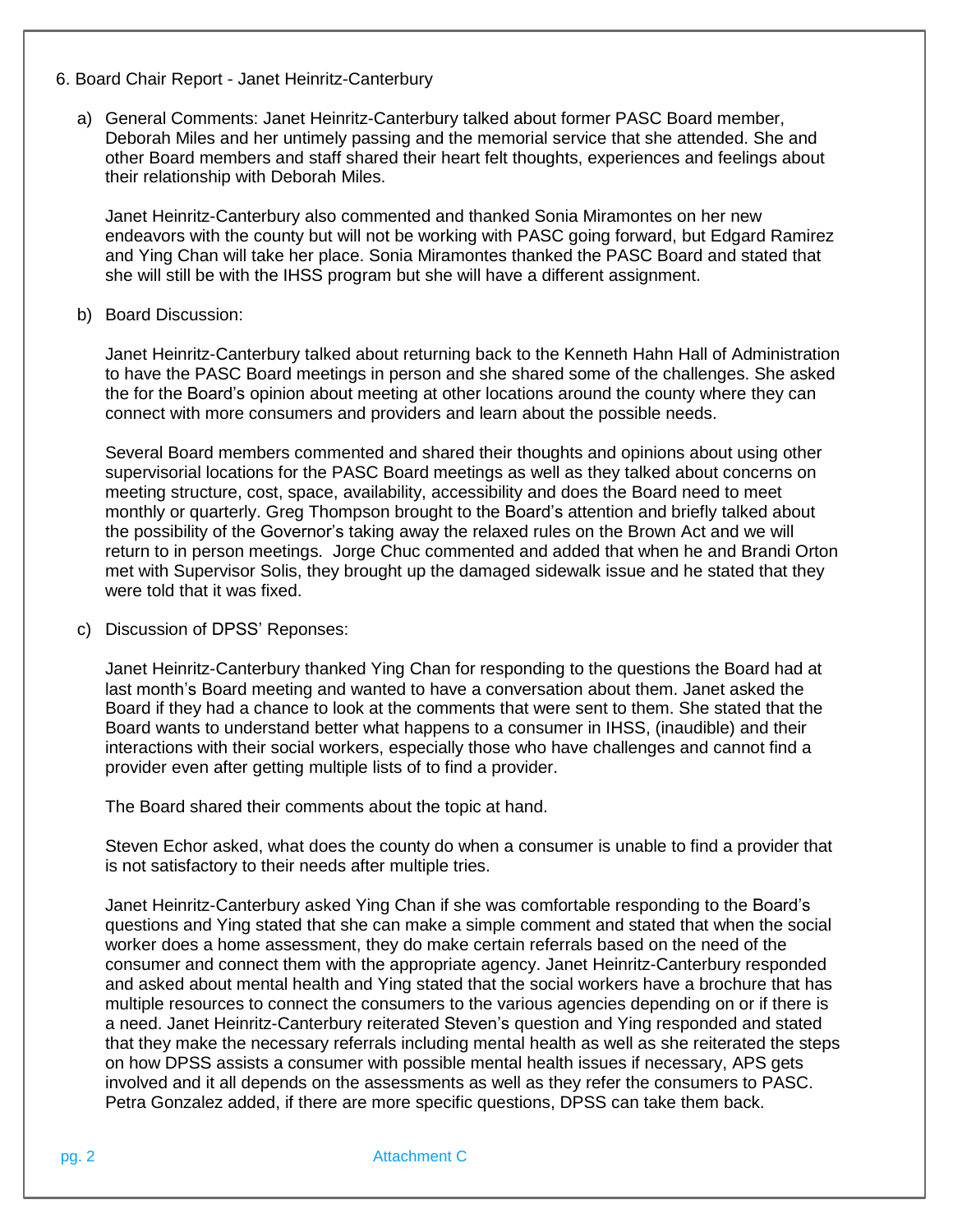6. Board Chair Report - Janet Heinritz-Canterbury

a) General Comments: Janet Heinritz-Canterbury talked about former PASC Board member, Deborah Miles and her untimely passing and the memorial service that she attended. She and other Board members and staff shared their heart felt thoughts, experiences and feelings about their relationship with Deborah Miles.

   Janet Heinritz-Canterbury also commented and thanked Sonia Miramontes on her new endeavors with the county but will not be working with PASC going forward, but Edgard Ramirez and Ying Chan will take her place. Sonia Miramontes thanked the PASC Board and stated that she will still be with the IHSS program but she will have a different assignment.

b) Board Discussion:

   Janet Heinritz-Canterbury talked about returning back to the Kenneth Hahn Hall of Administration to have the PASC Board meetings in person and she shared some of the challenges. She asked the for the Board's opinion about meeting at other locations around the county where they can connect with more consumers and providers and learn about the possible needs.

   Several Board members commented and shared their thoughts and opinions about using other supervisorial locations for the PASC Board meetings as well as they talked about concerns on meeting structure, cost, space, availability, accessibility and does the Board need to meet monthly or quarterly. Greg Thompson brought to the Board's attention and briefly talked about the possibility of the Governor's taking away the relaxed rules on the Brown Act and we will return to in person meetings. Jorge Chuc commented and added that when he and Brandi Orton met with Supervisor Solis, they brought up the damaged sidewalk issue and he stated that they were told that it was fixed.

c) Discussion of DPSS' Reponses:

   Janet Heinritz-Canterbury thanked Ying Chan for responding to the questions the Board had at last month's Board meeting and wanted to have a conversation about them. Janet asked the Board if they had a chance to look at the comments that were sent to them. She stated that the Board wants to understand better what happens to a consumer in IHSS, (inaudible) and their interactions with their social workers, especially those who have challenges and cannot find a provider even after getting multiple lists of to find a provider.

   The Board shared their comments about the topic at hand.

   Steven Echor asked, what does the county do when a consumer is unable to find a provider that is not satisfactory to their needs after multiple tries.

   Janet Heinritz-Canterbury asked Ying Chan if she was comfortable responding to the Board's questions and Ying stated that she can make a simple comment and stated that when the social worker does a home assessment, they do make certain referrals based on the need of the consumer and connect them with the appropriate agency. Janet Heinritz-Canterbury responded and asked about mental health and Ying stated that the social workers have a brochure that has multiple resources to connect the consumers to the various agencies depending on or if there is a need. Janet Heinritz-Canterbury reiterated Steven's question and Ying responded and stated that they make the necessary referrals including mental health as well as she reiterated the steps on how DPSS assists a consumer with possible mental health issues if necessary, APS gets involved and it all depends on the assessments as well as they refer the consumers to PASC. Petra Gonzalez added, if there are more specific questions, DPSS can take them back.

Attachment C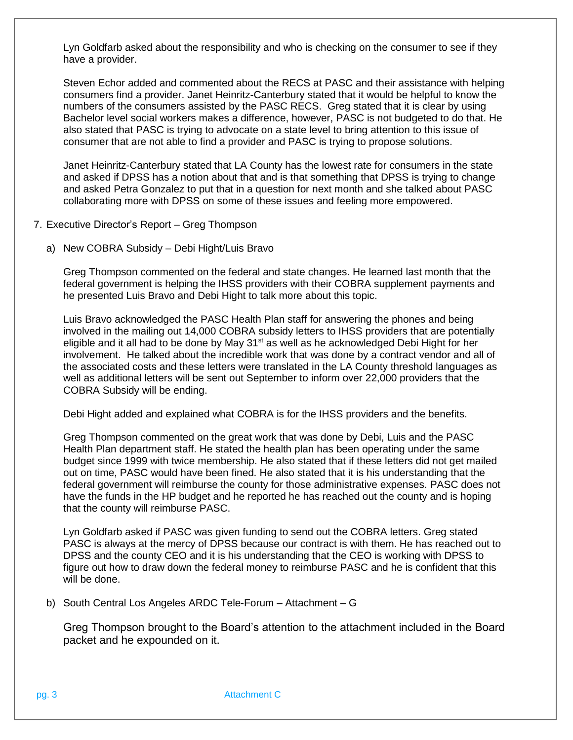Lyn Goldfarb asked about the responsibility and who is checking on the consumer to see if they have a provider.

Steven Echor added and commented about the RECS at PASC and their assistance with helping consumers find a provider. Janet Heinritz-Canterbury stated that it would be helpful to know the numbers of the consumers assisted by the PASC RECS. Greg stated that it is clear by using Bachelor level social workers makes a difference, however, PASC is not budgeted to do that. He also stated that PASC is trying to advocate on a state level to bring attention to this issue of consumer that are not able to find a provider and PASC is trying to propose solutions.

Janet Heinritz-Canterbury stated that LA County has the lowest rate for consumers in the state and asked if DPSS has a notion about that and is that something that DPSS is trying to change and asked Petra Gonzalez to put that in a question for next month and she talked about PASC collaborating more with DPSS on some of these issues and feeling more empowered.

7. Executive Director's Report – Greg Thompson

   a) New COBRA Subsidy – Debi Hight/Luis Bravo

   Greg Thompson commented on the federal and state changes. He learned last month that the federal government is helping the IHSS providers with their COBRA supplement payments and he presented Luis Bravo and Debi Hight to talk more about this topic.

   Luis Bravo acknowledged the PASC Health Plan staff for answering the phones and being involved in the mailing out 14,000 COBRA subsidy letters to IHSS providers that are potentially eligible and it all had to be done by May 31st as well as he acknowledged Debi Hight for her involvement. He talked about the incredible work that was done by a contract vendor and all of the associated costs and these letters were translated in the LA County threshold languages as well as additional letters will be sent out September to inform over 22,000 providers that the COBRA Subsidy will be ending.

   Debi Hight added and explained what COBRA is for the IHSS providers and the benefits.

   Greg Thompson commented on the great work that was done by Debi, Luis and the PASC Health Plan department staff. He stated the health plan has been operating under the same budget since 1999 with twice membership. He also stated that if these letters did not get mailed out on time, PASC would have been fined. He also stated that it is his understanding that the federal government will reimburse the county for those administrative expenses. PASC does not have the funds in the HP budget and he reported he has reached out the county and is hoping that the county will reimburse PASC.

   Lyn Goldfarb asked if PASC was given funding to send out the COBRA letters. Greg stated PASC is always at the mercy of DPSS because our contract is with them. He has reached out to DPSS and the county CEO and it is his understanding that the CEO is working with DPSS to figure out how to draw down the federal money to reimburse PASC and he is confident that this will be done.

   b) South Central Los Angeles ARDC Tele-Forum – Attachment – G

   Greg Thompson brought to the Board's attention to the attachment included in the Board packet and he expounded on it.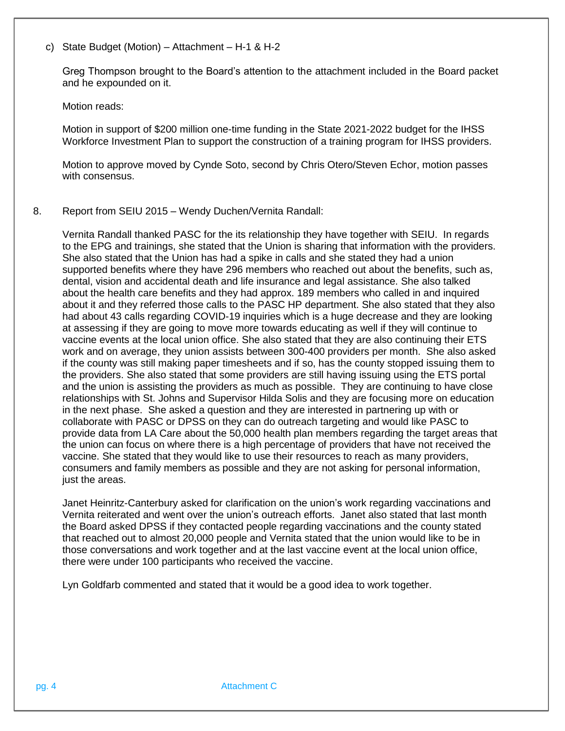c) State Budget (Motion) – Attachment – H-1 & H-2

Greg Thompson brought to the Board's attention to the attachment included in the Board packet and he expounded on it.

Motion reads:

Motion in support of $200 million one-time funding in the State 2021-2022 budget for the IHSS Workforce Investment Plan to support the construction of a training program for IHSS providers.

Motion to approve moved by Cynde Soto, second by Chris Otero/Steven Echor, motion passes with consensus.

8. Report from SEIU 2015 – Wendy Duchen/Vernita Randall:

Vernita Randall thanked PASC for the its relationship they have together with SEIU. In regards to the EPG and trainings, she stated that the Union is sharing that information with the providers. She also stated that the Union has had a spike in calls and she stated they had a union supported benefits where they have 296 members who reached out about the benefits, such as, dental, vision and accidental death and life insurance and legal assistance. She also talked about the health care benefits and they had approx. 189 members who called in and inquired about it and they referred those calls to the PASC HP department. She also stated that they also had about 43 calls regarding COVID-19 inquiries which is a huge decrease and they are looking at assessing if they are going to move more towards educating as well if they will continue to vaccine events at the local union office. She also stated that they are also continuing their ETS work and on average, they union assists between 300-400 providers per month. She also asked if the county was still making paper timesheets and if so, has the county stopped issuing them to the providers. She also stated that some providers are still having issuing using the ETS portal and the union is assisting the providers as much as possible. They are continuing to have close relationships with St. Johns and Supervisor Hilda Solis and they are focusing more on education in the next phase. She asked a question and they are interested in partnering up with or collaborate with PASC or DPSS on they can do outreach targeting and would like PASC to provide data from LA Care about the 50,000 health plan members regarding the target areas that the union can focus on where there is a high percentage of providers that have not received the vaccine. She stated that they would like to use their resources to reach as many providers, consumers and family members as possible and they are not asking for personal information, just the areas.

Janet Heinritz-Canterbury asked for clarification on the union's work regarding vaccinations and Vernita reiterated and went over the union's outreach efforts. Janet also stated that last month the Board asked DPSS if they contacted people regarding vaccinations and the county stated that reached out to almost 20,000 people and Vernita stated that the union would like to be in those conversations and work together and at the last vaccine event at the local union office, there were under 100 participants who received the vaccine.

Lyn Goldfarb commented and stated that it would be a good idea to work together.

Attachment C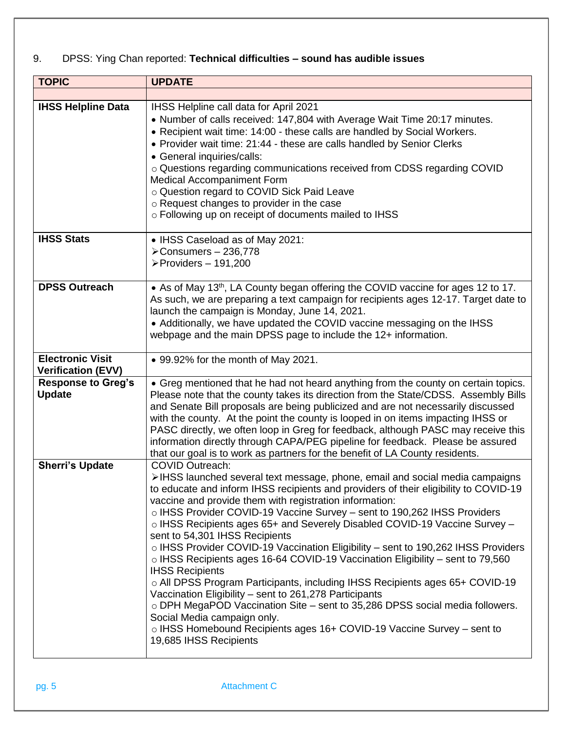9. DPSS: Ying Chan reported: **Technical difficulties – sound has audible issues**

| TOPIC | UPDATE |
|---|---|
| | |
| **IHSS Helpline Data** | IHSS Helpline call data for April 2021<br>• Number of calls received: 147,804 with Average Wait Time 20:17 minutes.<br>• Recipient wait time: 14:00 - these calls are handled by Social Workers.<br>• Provider wait time: 21:44 - these are calls handled by Senior Clerks<br>• General inquiries/calls:<br>○ Questions regarding communications received from CDSS regarding COVID Medical Accompaniment Form<br>○ Question regard to COVID Sick Paid Leave<br>○ Request changes to provider in the case<br>○ Following up on receipt of documents mailed to IHSS |
| **IHSS Stats** | • IHSS Caseload as of May 2021:<br>➢Consumers – 236,778<br>➢Providers – 191,200 |
| **DPSS Outreach** | • As of May 13th, LA County began offering the COVID vaccine for ages 12 to 17. As such, we are preparing a text campaign for recipients ages 12-17. Target date to launch the campaign is Monday, June 14, 2021.<br>• Additionally, we have updated the COVID vaccine messaging on the IHSS webpage and the main DPSS page to include the 12+ information. |
| **Electronic Visit Verification (EVV)** | • 99.92% for the month of May 2021. |
| **Response to Greg's Update** | • Greg mentioned that he had not heard anything from the county on certain topics. Please note that the county takes its direction from the State/CDSS. Assembly Bills and Senate Bill proposals are being publicized and are not necessarily discussed with the county. At the point the county is looped in on items impacting IHSS or PASC directly, we often loop in Greg for feedback, although PASC may receive this information directly through CAPA/PEG pipeline for feedback. Please be assured that our goal is to work as partners for the benefit of LA County residents. |
| **Sherri's Update** | COVID Outreach:<br>➢IHSS launched several text message, phone, email and social media campaigns to educate and inform IHSS recipients and providers of their eligibility to COVID-19 vaccine and provide them with registration information:<br>○ IHSS Provider COVID-19 Vaccine Survey – sent to 190,262 IHSS Providers<br>○ IHSS Recipients ages 65+ and Severely Disabled COVID-19 Vaccine Survey – sent to 54,301 IHSS Recipients<br>○ IHSS Provider COVID-19 Vaccination Eligibility – sent to 190,262 IHSS Providers<br>○ IHSS Recipients ages 16-64 COVID-19 Vaccination Eligibility – sent to 79,560 IHSS Recipients<br>○ All DPSS Program Participants, including IHSS Recipients ages 65+ COVID-19 Vaccination Eligibility – sent to 261,278 Participants<br>○ DPH MegaPOD Vaccination Site – sent to 35,286 DPSS social media followers. Social Media campaign only.<br>○ IHSS Homebound Recipients ages 16+ COVID-19 Vaccine Survey – sent to 19,685 IHSS Recipients |

Attachment C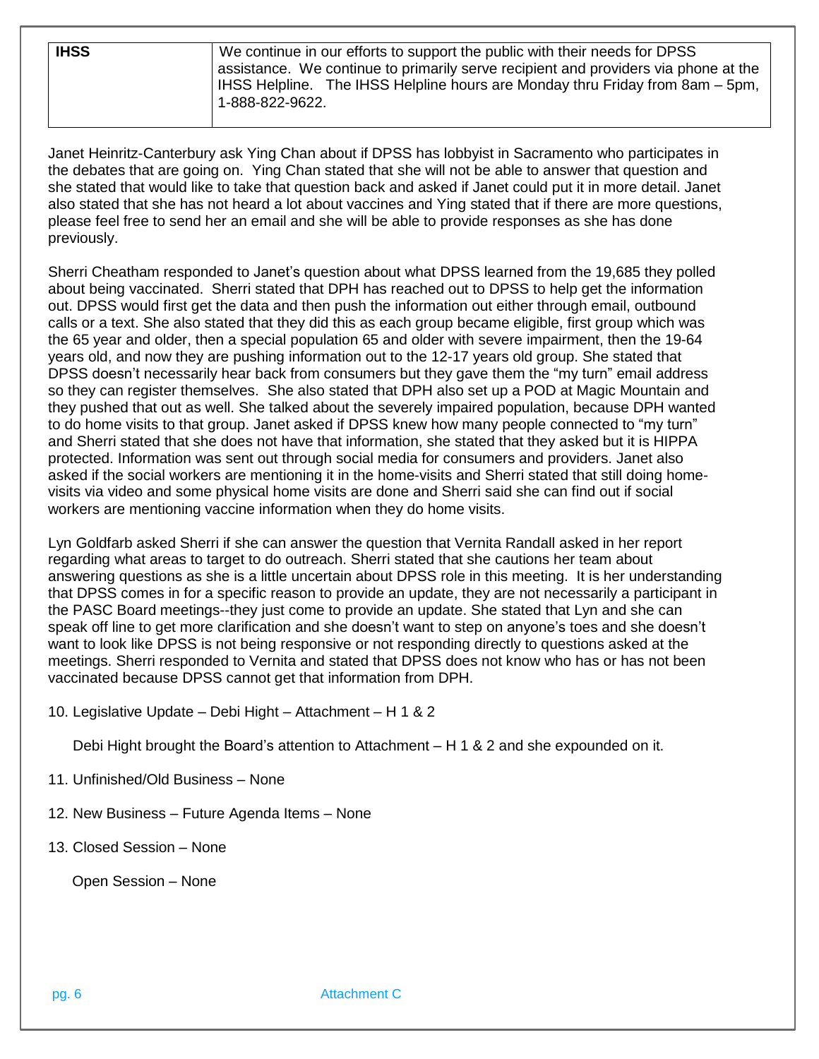| **IHSS** | We continue in our efforts to support the public with their needs for DPSS assistance. We continue to primarily serve recipient and providers via phone at the IHSS Helpline. The IHSS Helpline hours are Monday thru Friday from 8am – 5pm, 1-888-822-9622. |
|---|---|

Janet Heinritz-Canterbury ask Ying Chan about if DPSS has lobbyist in Sacramento who participates in the debates that are going on. Ying Chan stated that she will not be able to answer that question and she stated that would like to take that question back and asked if Janet could put it in more detail. Janet also stated that she has not heard a lot about vaccines and Ying stated that if there are more questions, please feel free to send her an email and she will be able to provide responses as she has done previously.

Sherri Cheatham responded to Janet's question about what DPSS learned from the 19,685 they polled about being vaccinated. Sherri stated that DPH has reached out to DPSS to help get the information out. DPSS would first get the data and then push the information out either through email, outbound calls or a text. She also stated that they did this as each group became eligible, first group which was the 65 year and older, then a special population 65 and older with severe impairment, then the 19-64 years old, and now they are pushing information out to the 12-17 years old group. She stated that DPSS doesn't necessarily hear back from consumers but they gave them the "my turn" email address so they can register themselves. She also stated that DPH also set up a POD at Magic Mountain and they pushed that out as well. She talked about the severely impaired population, because DPH wanted to do home visits to that group. Janet asked if DPSS knew how many people connected to "my turn" and Sherri stated that she does not have that information, she stated that they asked but it is HIPPA protected. Information was sent out through social media for consumers and providers. Janet also asked if the social workers are mentioning it in the home-visits and Sherri stated that still doing home-visits via video and some physical home visits are done and Sherri said she can find out if social workers are mentioning vaccine information when they do home visits.

Lyn Goldfarb asked Sherri if she can answer the question that Vernita Randall asked in her report regarding what areas to target to do outreach. Sherri stated that she cautions her team about answering questions as she is a little uncertain about DPSS role in this meeting. It is her understanding that DPSS comes in for a specific reason to provide an update, they are not necessarily a participant in the PASC Board meetings--they just come to provide an update. She stated that Lyn and she can speak off line to get more clarification and she doesn't want to step on anyone's toes and she doesn't want to look like DPSS is not being responsive or not responding directly to questions asked at the meetings. Sherri responded to Vernita and stated that DPSS does not know who has or has not been vaccinated because DPSS cannot get that information from DPH.

10. Legislative Update – Debi Hight – Attachment – H 1 & 2

    Debi Hight brought the Board's attention to Attachment – H 1 & 2 and she expounded on it.

11. Unfinished/Old Business – None

12. New Business – Future Agenda Items – None

13. Closed Session – None

    Open Session – None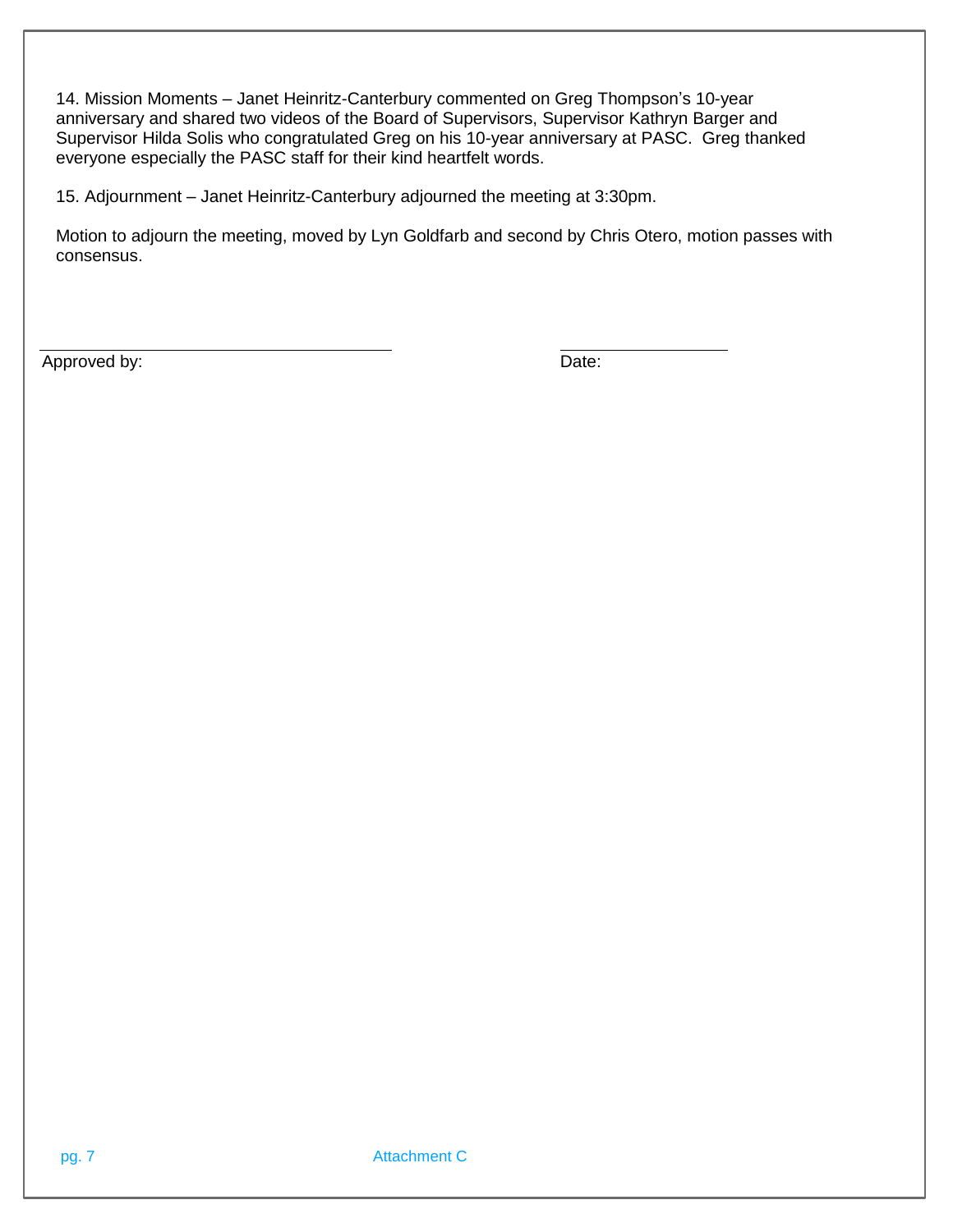14. Mission Moments – Janet Heinritz-Canterbury commented on Greg Thompson's 10-year anniversary and shared two videos of the Board of Supervisors, Supervisor Kathryn Barger and Supervisor Hilda Solis who congratulated Greg on his 10-year anniversary at PASC. Greg thanked everyone especially the PASC staff for their kind heartfelt words.

15. Adjournment – Janet Heinritz-Canterbury adjourned the meeting at 3:30pm.

Motion to adjourn the meeting, moved by Lyn Goldfarb and second by Chris Otero, motion passes with consensus.

Approved by: ______________________________ Date: ______________

Attachment C